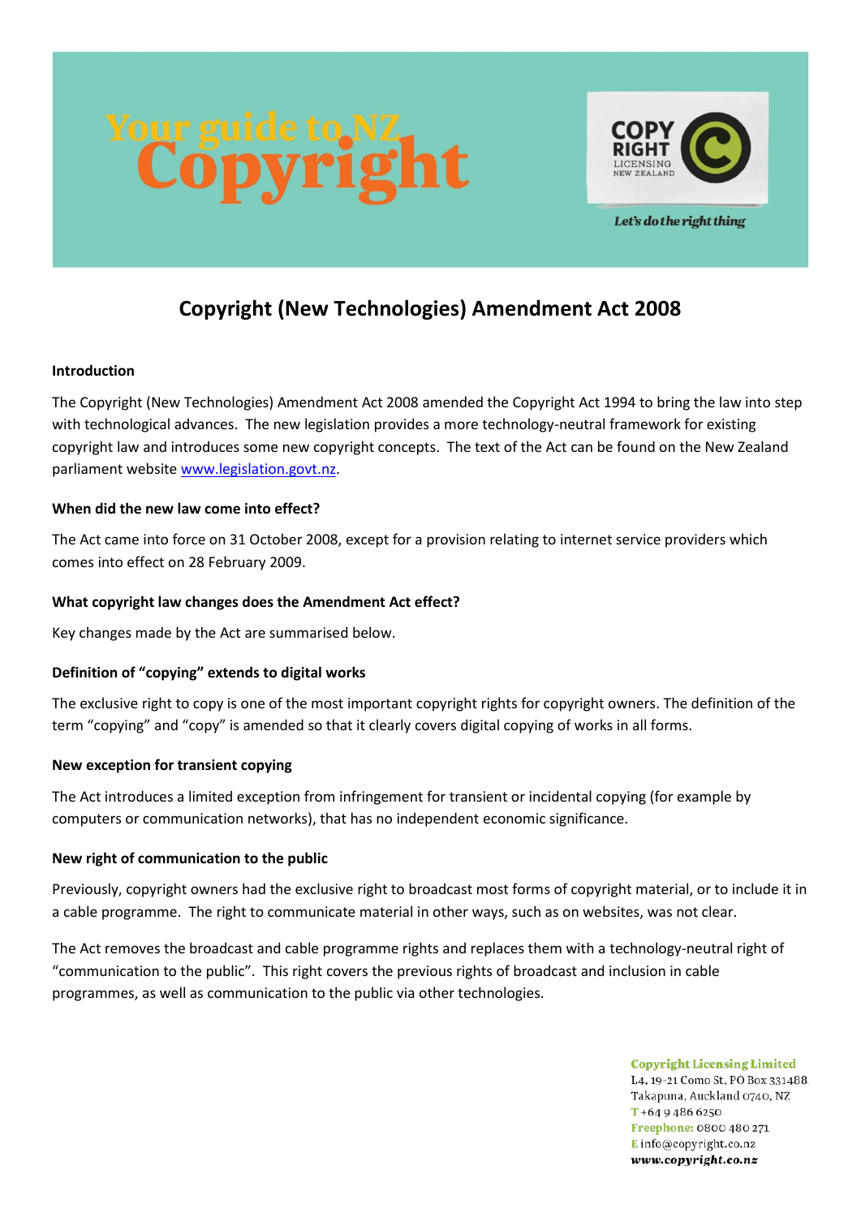# Your guide to NZ Copyright

COPY RIGHT LICENSING NEW ZEALAND

*Let's do the right thing*

## Copyright (New Technologies) Amendment Act 2008

### Introduction

The Copyright (New Technologies) Amendment Act 2008 amended the Copyright Act 1994 to bring the law into step with technological advances. The new legislation provides a more technology-neutral framework for existing copyright law and introduces some new copyright concepts. The text of the Act can be found on the New Zealand parliament website [www.legislation.govt.nz](http://www.legislation.govt.nz).

### When did the new law come into effect?

The Act came into force on 31 October 2008, except for a provision relating to internet service providers which comes into effect on 28 February 2009.

### What copyright law changes does the Amendment Act effect?

Key changes made by the Act are summarised below.

### Definition of "copying" extends to digital works

The exclusive right to copy is one of the most important copyright rights for copyright owners. The definition of the term "copying" and "copy" is amended so that it clearly covers digital copying of works in all forms.

### New exception for transient copying

The Act introduces a limited exception from infringement for transient or incidental copying (for example by computers or communication networks), that has no independent economic significance.

### New right of communication to the public

Previously, copyright owners had the exclusive right to broadcast most forms of copyright material, or to include it in a cable programme. The right to communicate material in other ways, such as on websites, was not clear.

The Act removes the broadcast and cable programme rights and replaces them with a technology-neutral right of "communication to the public". This right covers the previous rights of broadcast and inclusion in cable programmes, as well as communication to the public via other technologies.

**Copyright Licensing Limited**
L4, 19-21 Como St, PO Box 331488
Takapuna, Auckland 0740, NZ
T +64 9 486 6250
Freephone: 0800 480 271
E info@copyright.co.nz
www.copyright.co.nz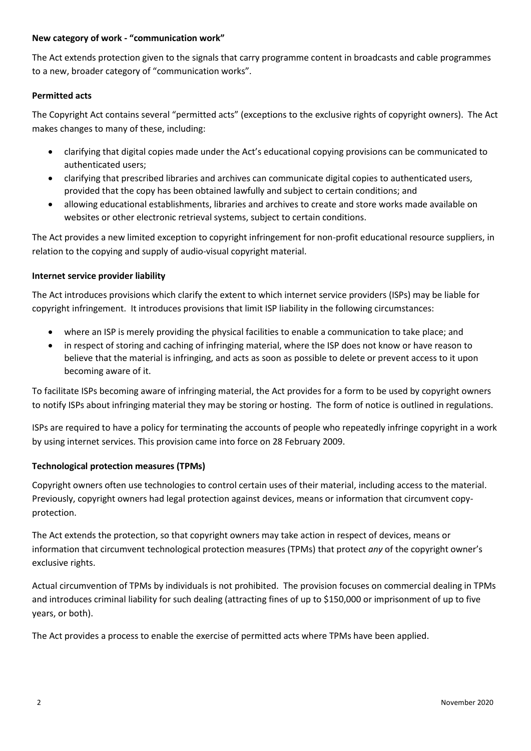**New category of work - "communication work"**

The Act extends protection given to the signals that carry programme content in broadcasts and cable programmes to a new, broader category of "communication works".

**Permitted acts**

The Copyright Act contains several "permitted acts" (exceptions to the exclusive rights of copyright owners). The Act makes changes to many of these, including:

- clarifying that digital copies made under the Act's educational copying provisions can be communicated to authenticated users;
- clarifying that prescribed libraries and archives can communicate digital copies to authenticated users, provided that the copy has been obtained lawfully and subject to certain conditions; and
- allowing educational establishments, libraries and archives to create and store works made available on websites or other electronic retrieval systems, subject to certain conditions.

The Act provides a new limited exception to copyright infringement for non-profit educational resource suppliers, in relation to the copying and supply of audio-visual copyright material.

**Internet service provider liability**

The Act introduces provisions which clarify the extent to which internet service providers (ISPs) may be liable for copyright infringement. It introduces provisions that limit ISP liability in the following circumstances:

- where an ISP is merely providing the physical facilities to enable a communication to take place; and
- in respect of storing and caching of infringing material, where the ISP does not know or have reason to believe that the material is infringing, and acts as soon as possible to delete or prevent access to it upon becoming aware of it.

To facilitate ISPs becoming aware of infringing material, the Act provides for a form to be used by copyright owners to notify ISPs about infringing material they may be storing or hosting. The form of notice is outlined in regulations.

ISPs are required to have a policy for terminating the accounts of people who repeatedly infringe copyright in a work by using internet services. This provision came into force on 28 February 2009.

**Technological protection measures (TPMs)**

Copyright owners often use technologies to control certain uses of their material, including access to the material. Previously, copyright owners had legal protection against devices, means or information that circumvent copy-protection.

The Act extends the protection, so that copyright owners may take action in respect of devices, means or information that circumvent technological protection measures (TPMs) that protect *any* of the copyright owner's exclusive rights.

Actual circumvention of TPMs by individuals is not prohibited. The provision focuses on commercial dealing in TPMs and introduces criminal liability for such dealing (attracting fines of up to $150,000 or imprisonment of up to five years, or both).

The Act provides a process to enable the exercise of permitted acts where TPMs have been applied.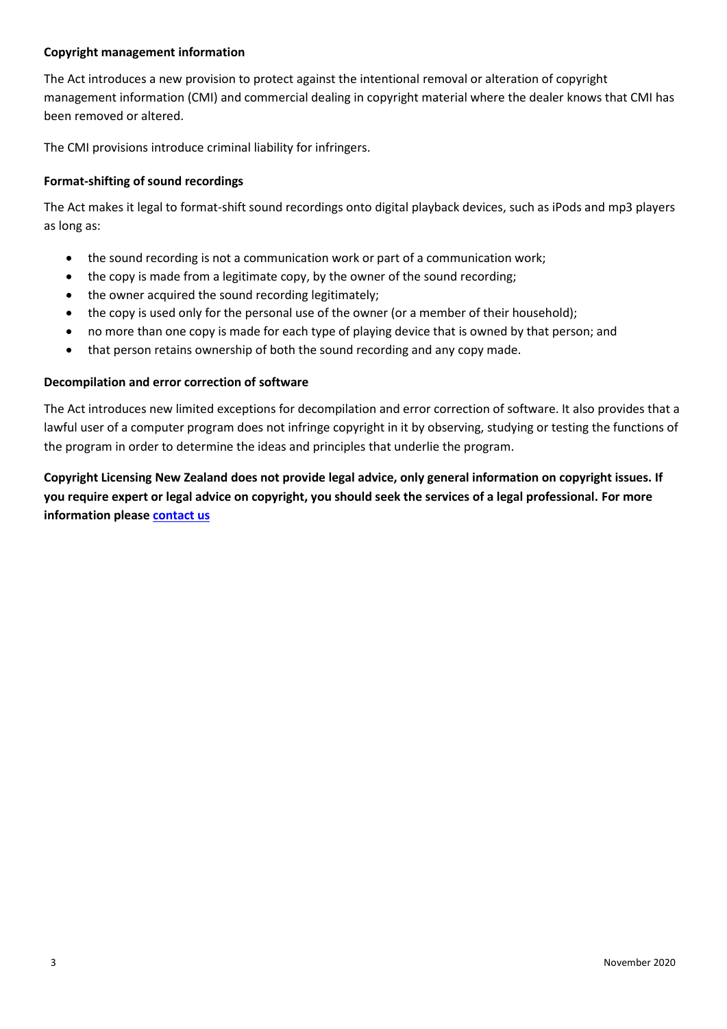**Copyright management information**

The Act introduces a new provision to protect against the intentional removal or alteration of copyright management information (CMI) and commercial dealing in copyright material where the dealer knows that CMI has been removed or altered.

The CMI provisions introduce criminal liability for infringers.

**Format-shifting of sound recordings**

The Act makes it legal to format-shift sound recordings onto digital playback devices, such as iPods and mp3 players as long as:

- the sound recording is not a communication work or part of a communication work;
- the copy is made from a legitimate copy, by the owner of the sound recording;
- the owner acquired the sound recording legitimately;
- the copy is used only for the personal use of the owner (or a member of their household);
- no more than one copy is made for each type of playing device that is owned by that person; and
- that person retains ownership of both the sound recording and any copy made.

**Decompilation and error correction of software**

The Act introduces new limited exceptions for decompilation and error correction of software. It also provides that a lawful user of a computer program does not infringe copyright in it by observing, studying or testing the functions of the program in order to determine the ideas and principles that underlie the program.

**Copyright Licensing New Zealand does not provide legal advice, only general information on copyright issues. If you require expert or legal advice on copyright, you should seek the services of a legal professional. For more information please contact us**